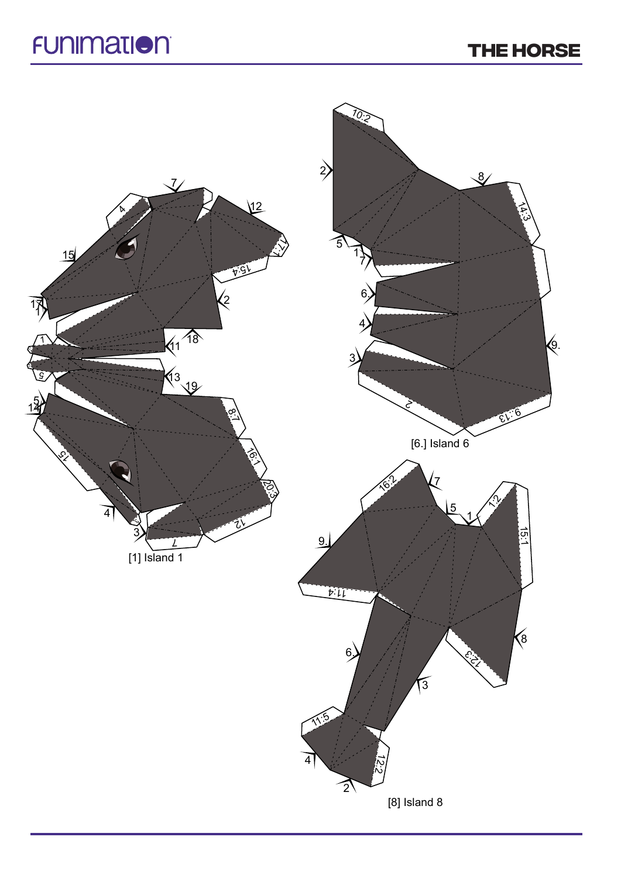# THE HORSE

[1] Island 1

[6.] Island 6

[8] Island 8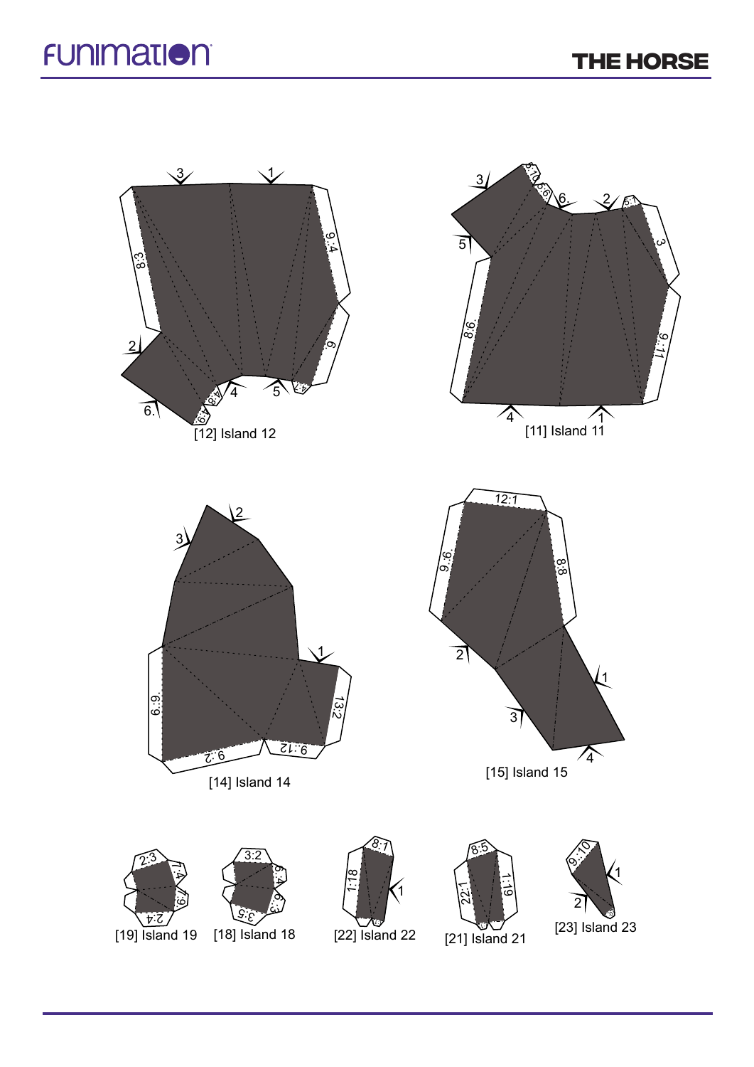# THE HORSE

[12] Island 12

[11] Island 11

[14] Island 14

[15] Island 15

[19] Island 19

[18] Island 18

[22] Island 22

[21] Island 21

[23] Island 23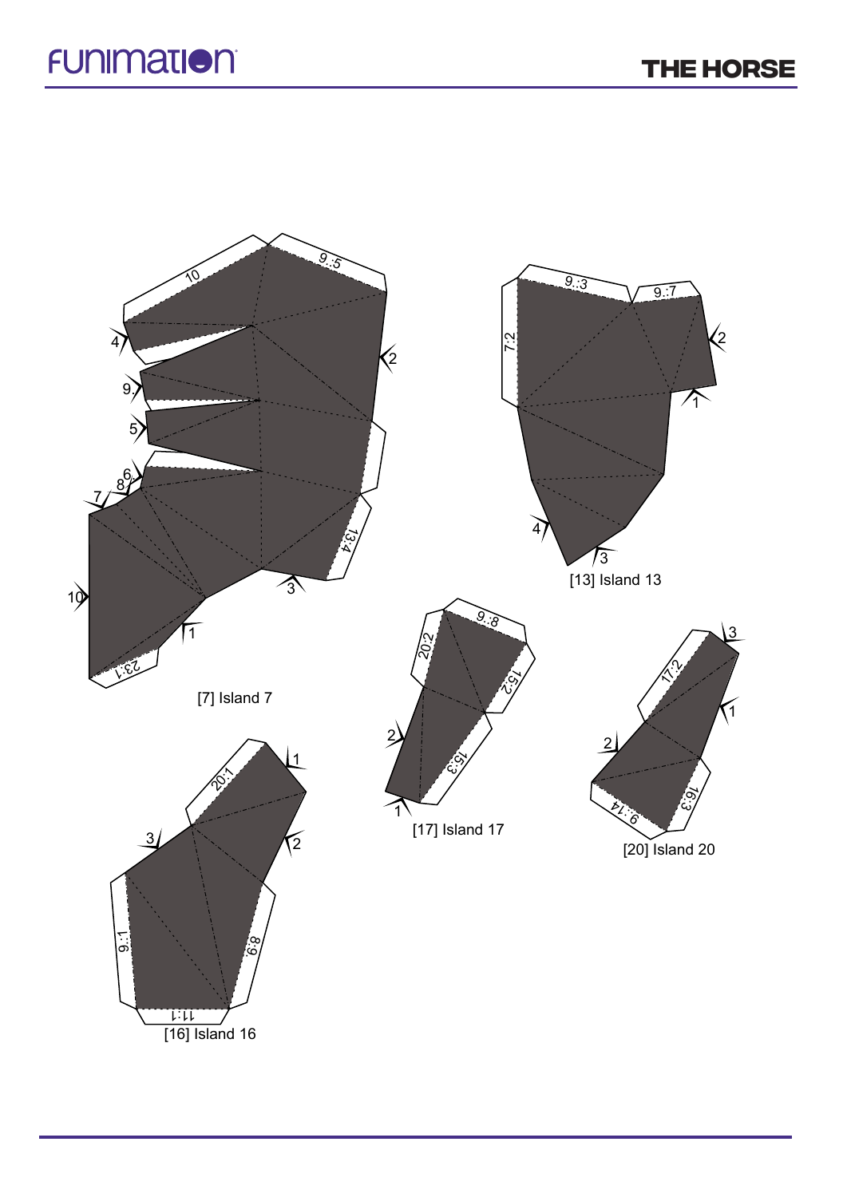# THE HORSE

[7] Island 7

[13] Island 13

[17] Island 17

[20] Island 20

[16] Island 16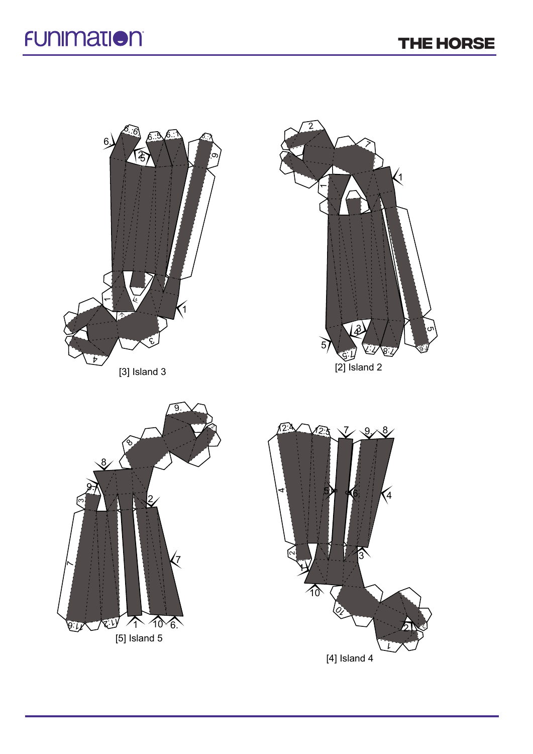[3] Island 3

[2] Island 2

[5] Island 5

[4] Island 4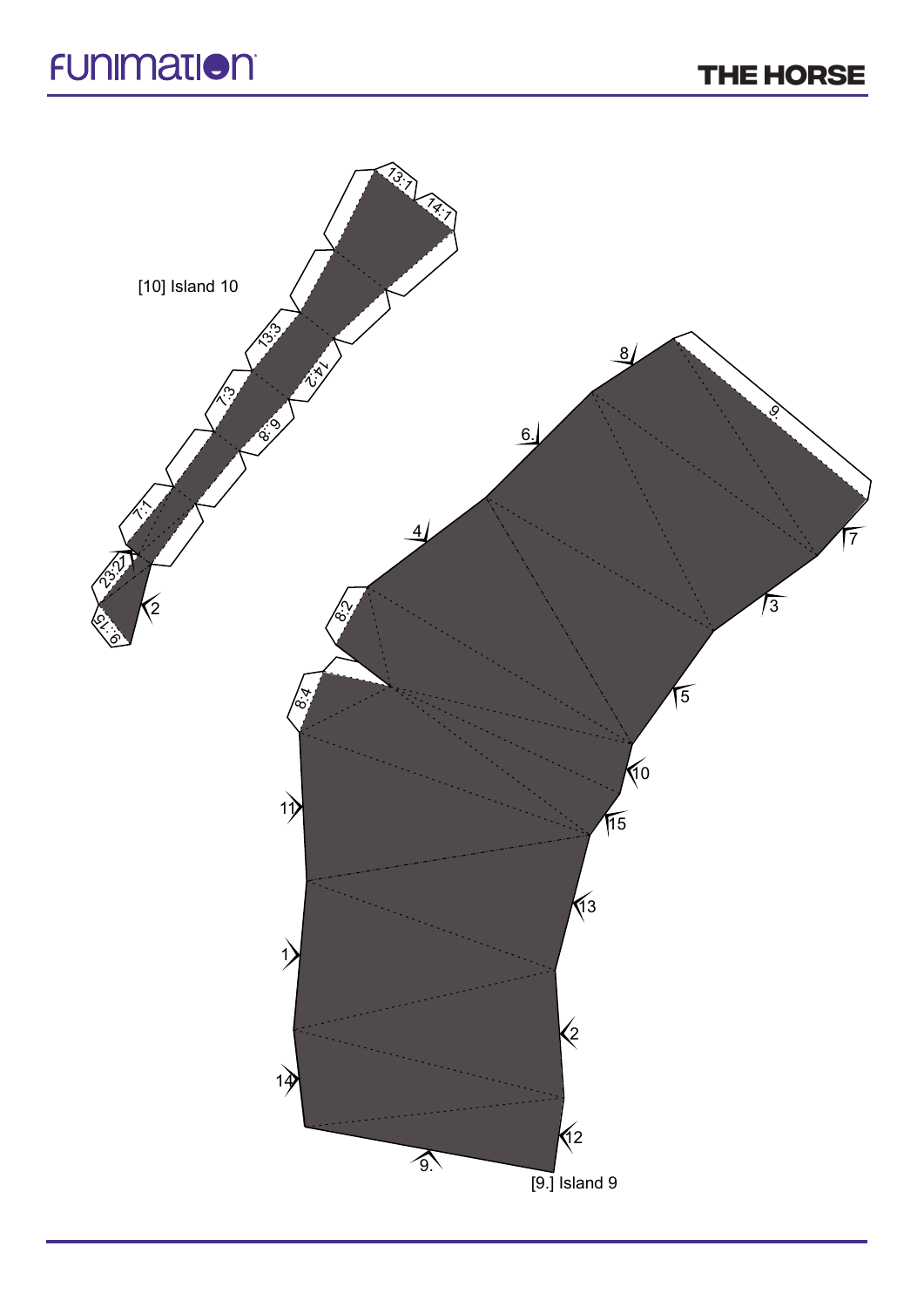[10] Island 10

13:1

14:1

13:3

14:2

7:3

8:9

7:1

23:27

2

9:15

8

6.

9.

7

4

3

8:2

5

8:4

10

11

15

13

1

2

14

12

9.

[9.] Island 9